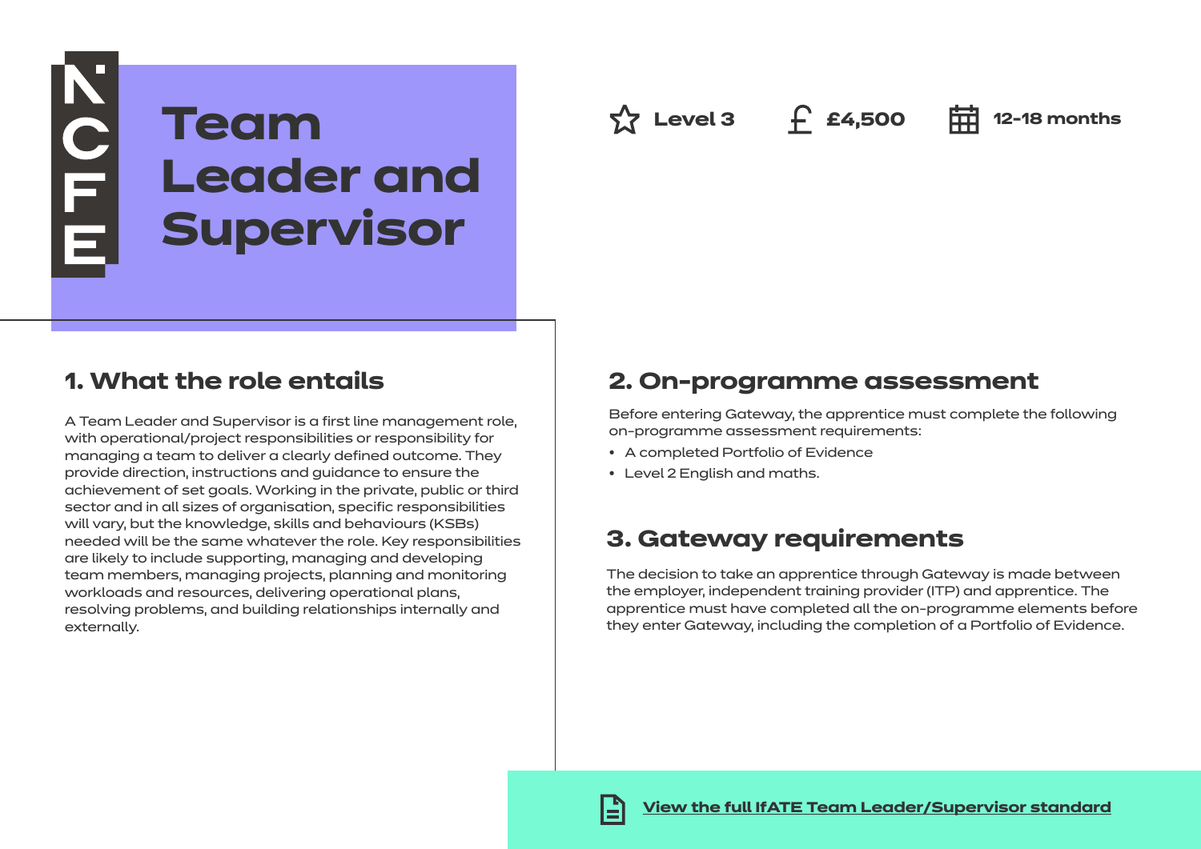NCFE

# Team Leader and Supervisor

Level 3 | £4,500 | 12-18 months

## 1. What the role entails

A Team Leader and Supervisor is a first line management role, with operational/project responsibilities or responsibility for managing a team to deliver a clearly defined outcome. They provide direction, instructions and guidance to ensure the achievement of set goals. Working in the private, public or third sector and in all sizes of organisation, specific responsibilities will vary, but the knowledge, skills and behaviours (KSBs) needed will be the same whatever the role. Key responsibilities are likely to include supporting, managing and developing team members, managing projects, planning and monitoring workloads and resources, delivering operational plans, resolving problems, and building relationships internally and externally.

## 2. On-programme assessment

Before entering Gateway, the apprentice must complete the following on-programme assessment requirements:

- A completed Portfolio of Evidence
- Level 2 English and maths.

## 3. Gateway requirements

The decision to take an apprentice through Gateway is made between the employer, independent training provider (ITP) and apprentice. The apprentice must have completed all the on-programme elements before they enter Gateway, including the completion of a Portfolio of Evidence.

**View the full IfATE Team Leader/Supervisor standard**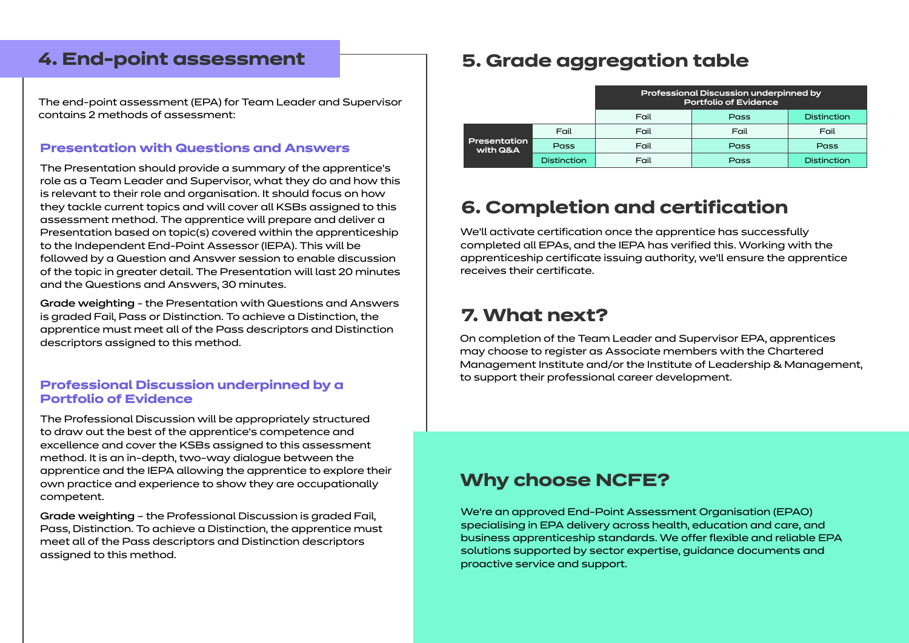## 4. End-point assessment

The end-point assessment (EPA) for Team Leader and Supervisor contains 2 methods of assessment:

### Presentation with Questions and Answers

The Presentation should provide a summary of the apprentice's role as a Team Leader and Supervisor, what they do and how this is relevant to their role and organisation. It should focus on how they tackle current topics and will cover all KSBs assigned to this assessment method. The apprentice will prepare and deliver a Presentation based on topic(s) covered within the apprenticeship to the Independent End-Point Assessor (IEPA). This will be followed by a Question and Answer session to enable discussion of the topic in greater detail. The Presentation will last 20 minutes and the Questions and Answers, 30 minutes.

**Grade weighting** - the Presentation with Questions and Answers is graded Fail, Pass or Distinction. To achieve a Distinction, the apprentice must meet all of the Pass descriptors and Distinction descriptors assigned to this method.

### Professional Discussion underpinned by a Portfolio of Evidence

The Professional Discussion will be appropriately structured to draw out the best of the apprentice's competence and excellence and cover the KSBs assigned to this assessment method. It is an in-depth, two-way dialogue between the apprentice and the IEPA allowing the apprentice to explore their own practice and experience to show they are occupationally competent.

**Grade weighting** – the Professional Discussion is graded Fail, Pass, Distinction. To achieve a Distinction, the apprentice must meet all of the Pass descriptors and Distinction descriptors assigned to this method.

## 5. Grade aggregation table

| | | Professional Discussion underpinned by Portfolio of Evidence | | |
|---|---|---|---|---|
| | | Fail | Pass | Distinction |
| Presentation with Q&A | Fail | Fail | Fail | Fail |
| | Pass | Fail | Pass | Pass |
| | Distinction | Fail | Pass | Distinction |

## 6. Completion and certification

We'll activate certification once the apprentice has successfully completed all EPAs, and the IEPA has verified this. Working with the apprenticeship certificate issuing authority, we'll ensure the apprentice receives their certificate.

## 7. What next?

On completion of the Team Leader and Supervisor EPA, apprentices may choose to register as Associate members with the Chartered Management Institute and/or the Institute of Leadership & Management, to support their professional career development.

## Why choose NCFE?

We're an approved End-Point Assessment Organisation (EPAO) specialising in EPA delivery across health, education and care, and business apprenticeship standards. We offer flexible and reliable EPA solutions supported by sector expertise, guidance documents and proactive service and support.